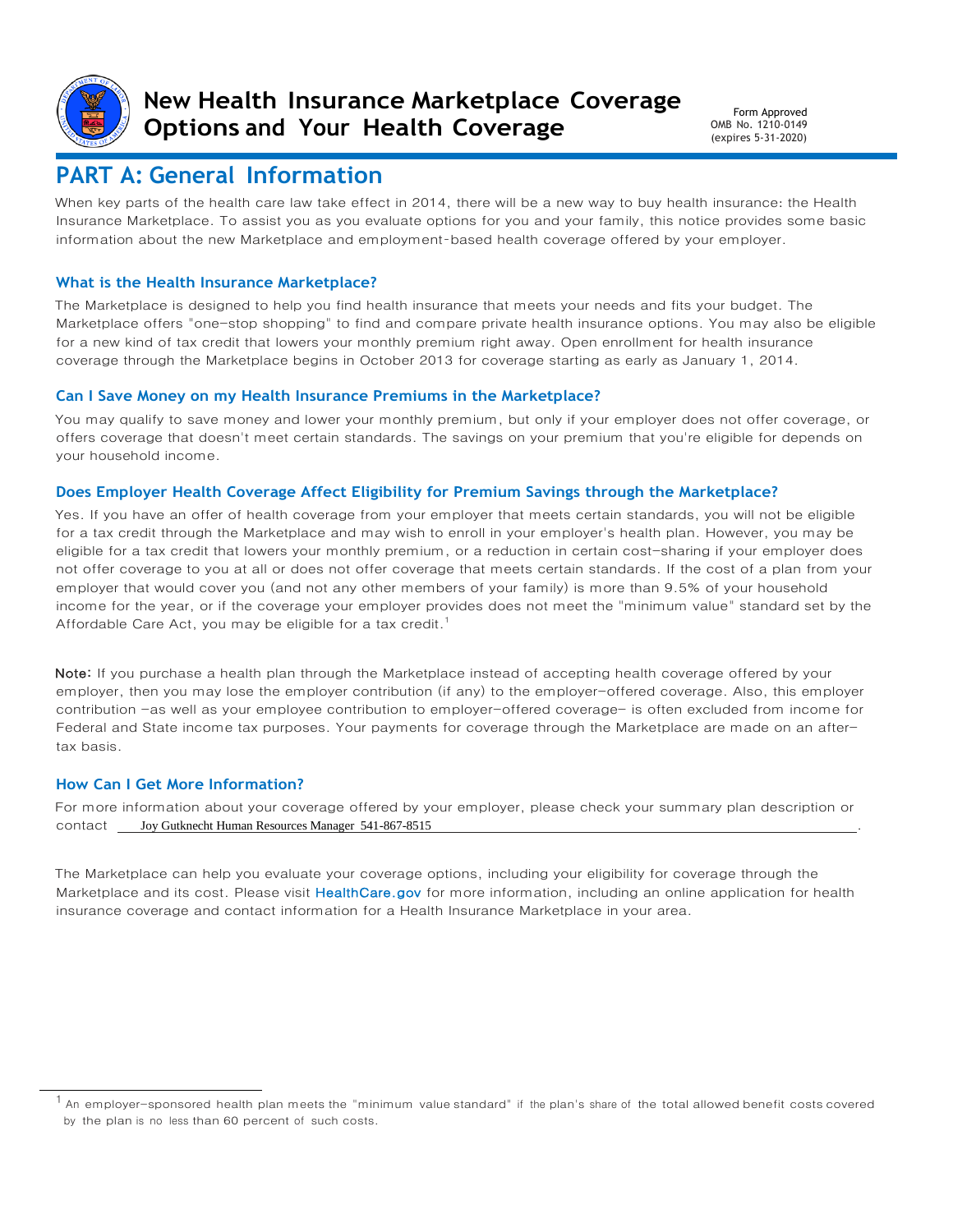# New Health Insurance Marketplace Coverage Options and Your Health Coverage

Form Approved
OMB No. 1210-0149
(expires 5-31-2020)

## PART A: General Information

When key parts of the health care law take effect in 2014, there will be a new way to buy health insurance: the Health Insurance Marketplace. To assist you as you evaluate options for you and your family, this notice provides some basic information about the new Marketplace and employment-based health coverage offered by your employer.

### What is the Health Insurance Marketplace?

The Marketplace is designed to help you find health insurance that meets your needs and fits your budget. The Marketplace offers "one-stop shopping" to find and compare private health insurance options. You may also be eligible for a new kind of tax credit that lowers your monthly premium right away. Open enrollment for health insurance coverage through the Marketplace begins in October 2013 for coverage starting as early as January 1, 2014.

### Can I Save Money on my Health Insurance Premiums in the Marketplace?

You may qualify to save money and lower your monthly premium, but only if your employer does not offer coverage, or offers coverage that doesn't meet certain standards. The savings on your premium that you're eligible for depends on your household income.

### Does Employer Health Coverage Affect Eligibility for Premium Savings through the Marketplace?

Yes. If you have an offer of health coverage from your employer that meets certain standards, you will not be eligible for a tax credit through the Marketplace and may wish to enroll in your employer's health plan. However, you may be eligible for a tax credit that lowers your monthly premium, or a reduction in certain cost-sharing if your employer does not offer coverage to you at all or does not offer coverage that meets certain standards. If the cost of a plan from your employer that would cover you (and not any other members of your family) is more than 9.5% of your household income for the year, or if the coverage your employer provides does not meet the "minimum value" standard set by the Affordable Care Act, you may be eligible for a tax credit.[1]

**Note:** If you purchase a health plan through the Marketplace instead of accepting health coverage offered by your employer, then you may lose the employer contribution (if any) to the employer-offered coverage. Also, this employer contribution -as well as your employee contribution to employer-offered coverage- is often excluded from income for Federal and State income tax purposes. Your payments for coverage through the Marketplace are made on an after-tax basis.

### How Can I Get More Information?

For more information about your coverage offered by your employer, please check your summary plan description or contact Joy Gutknecht Human Resources Manager 541-867-8515.

The Marketplace can help you evaluate your coverage options, including your eligibility for coverage through the Marketplace and its cost. Please visit HealthCare.gov for more information, including an online application for health insurance coverage and contact information for a Health Insurance Marketplace in your area.

---

[1] An employer-sponsored health plan meets the "minimum value standard" if the plan's share of the total allowed benefit costs covered by the plan is no less than 60 percent of such costs.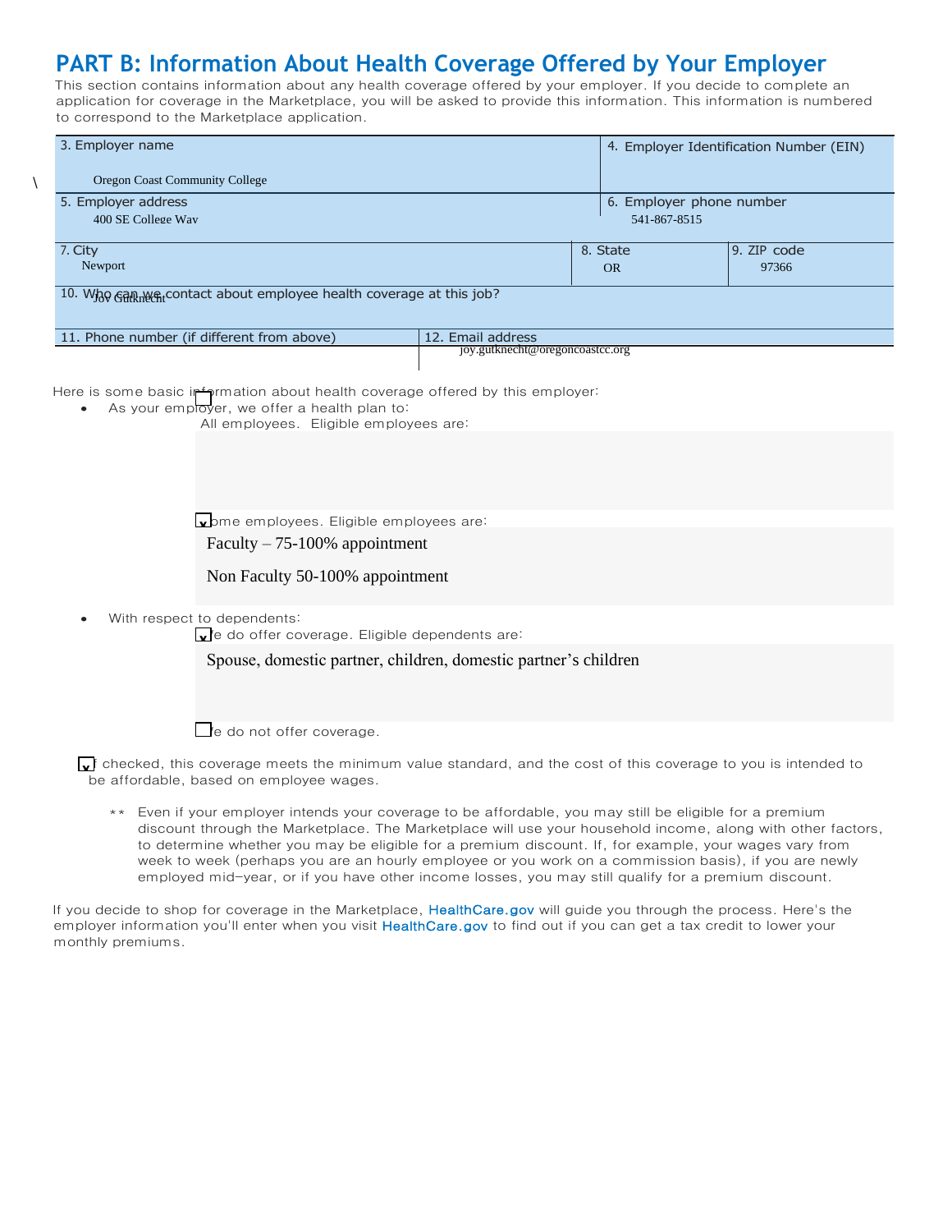## PART B: Information About Health Coverage Offered by Your Employer

This section contains information about any health coverage offered by your employer. If you decide to complete an application for coverage in the Marketplace, you will be asked to provide this information. This information is numbered to correspond to the Marketplace application.

| 3. Employer name | 4. Employer Identification Number (EIN) |
|---|---|
| Oregon Coast Community College | |
| 5. Employer address | 6. Employer phone number |
| 400 SE College Way | 541-867-8515 |

| 7. City | 8. State | 9. ZIP code |
|---|---|---|
| Newport | OR | 97366 |

| 10. Who can we contact about employee health coverage at this job? | |
|---|---|
| Joy Gutknecht | |
| 11. Phone number (if different from above) | 12. Email address |
| | joy.gutknecht@oregoncoastcc.org |

Here is some basic information about health coverage offered by this employer:

- As your employer, we offer a health plan to:
  - ☐ All employees. Eligible employees are:
  - ☑ Some employees. Eligible employees are:

    Faculty – 75-100% appointment

    Non Faculty 50-100% appointment

- With respect to dependents:
  - ☑ We do offer coverage. Eligible dependents are:

    Spouse, domestic partner, children, domestic partner's children

  - ☐ We do not offer coverage.

☑ If checked, this coverage meets the minimum value standard, and the cost of this coverage to you is intended to be affordable, based on employee wages.

** Even if your employer intends your coverage to be affordable, you may still be eligible for a premium discount through the Marketplace. The Marketplace will use your household income, along with other factors, to determine whether you may be eligible for a premium discount. If, for example, your wages vary from week to week (perhaps you are an hourly employee or you work on a commission basis), if you are newly employed mid-year, or if you have other income losses, you may still qualify for a premium discount.

If you decide to shop for coverage in the Marketplace, HealthCare.gov will guide you through the process. Here's the employer information you'll enter when you visit HealthCare.gov to find out if you can get a tax credit to lower your monthly premiums.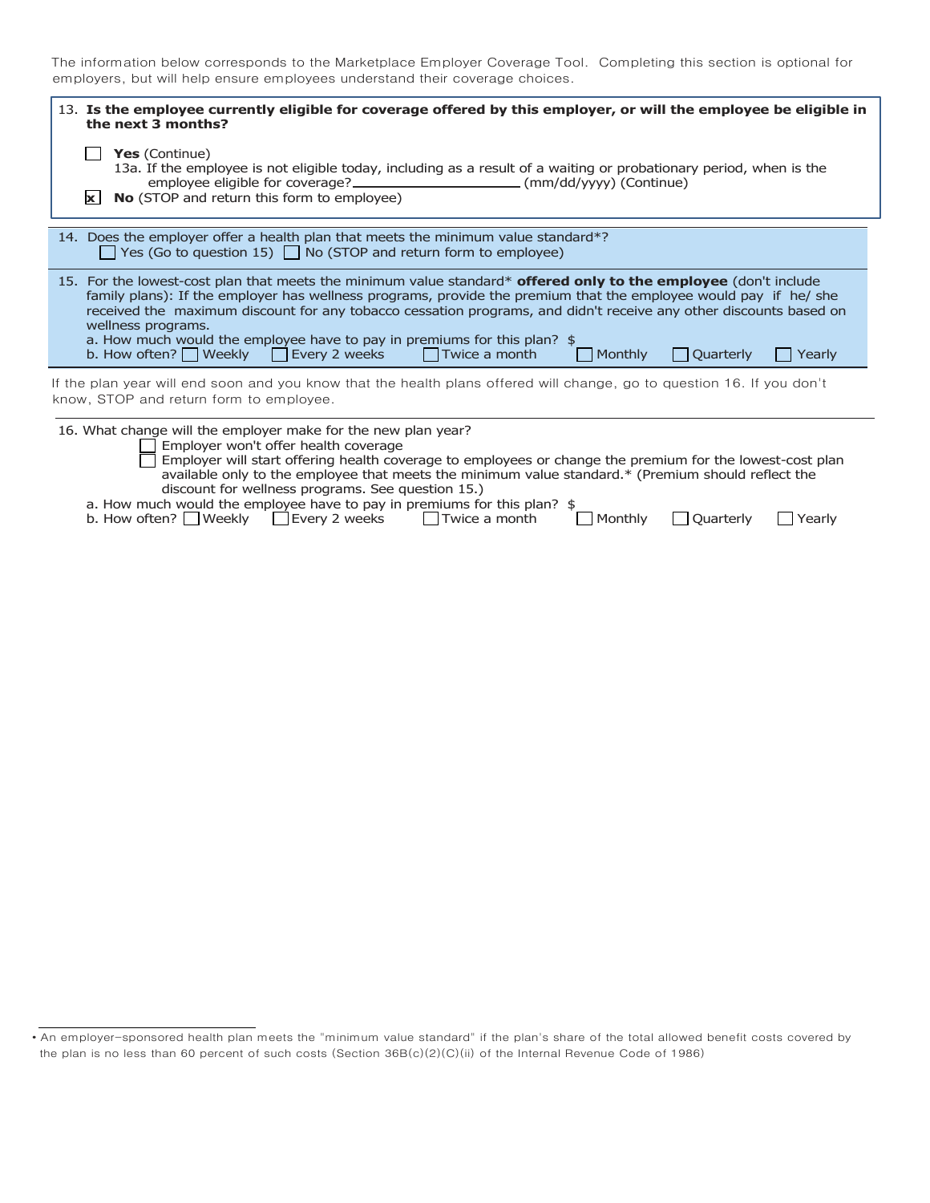The information below corresponds to the Marketplace Employer Coverage Tool. Completing this section is optional for employers, but will help ensure employees understand their coverage choices.

13. **Is the employee currently eligible for coverage offered by this employer, or will the employee be eligible in the next 3 months?**

- [ ] **Yes** (Continue)
  13a. If the employee is not eligible today, including as a result of a waiting or probationary period, when is the employee eligible for coverage? ______________________ (mm/dd/yyyy) (Continue)
- [x] **No** (STOP and return this form to employee)

14. Does the employer offer a health plan that meets the minimum value standard*?
- [ ] Yes (Go to question 15)
- [ ] No (STOP and return form to employee)

15. For the lowest-cost plan that meets the minimum value standard* **offered only to the employee** (don't include family plans): If the employer has wellness programs, provide the premium that the employee would pay if he/ she received the maximum discount for any tobacco cessation programs, and didn't receive any other discounts based on wellness programs.

a. How much would the employee have to pay in premiums for this plan? $

b. How often? [ ] Weekly [ ] Every 2 weeks [ ] Twice a month [ ] Monthly [ ] Quarterly [ ] Yearly

If the plan year will end soon and you know that the health plans offered will change, go to question 16. If you don't know, STOP and return form to employee.

16. What change will the employer make for the new plan year?
- [ ] Employer won't offer health coverage
- [ ] Employer will start offering health coverage to employees or change the premium for the lowest-cost plan available only to the employee that meets the minimum value standard.* (Premium should reflect the discount for wellness programs. See question 15.)

a. How much would the employee have to pay in premiums for this plan? $

b. How often? [ ] Weekly [ ] Every 2 weeks [ ] Twice a month [ ] Monthly [ ] Quarterly [ ] Yearly

* An employer-sponsored health plan meets the "minimum value standard" if the plan's share of the total allowed benefit costs covered by the plan is no less than 60 percent of such costs (Section 36B(c)(2)(C)(ii) of the Internal Revenue Code of 1986)